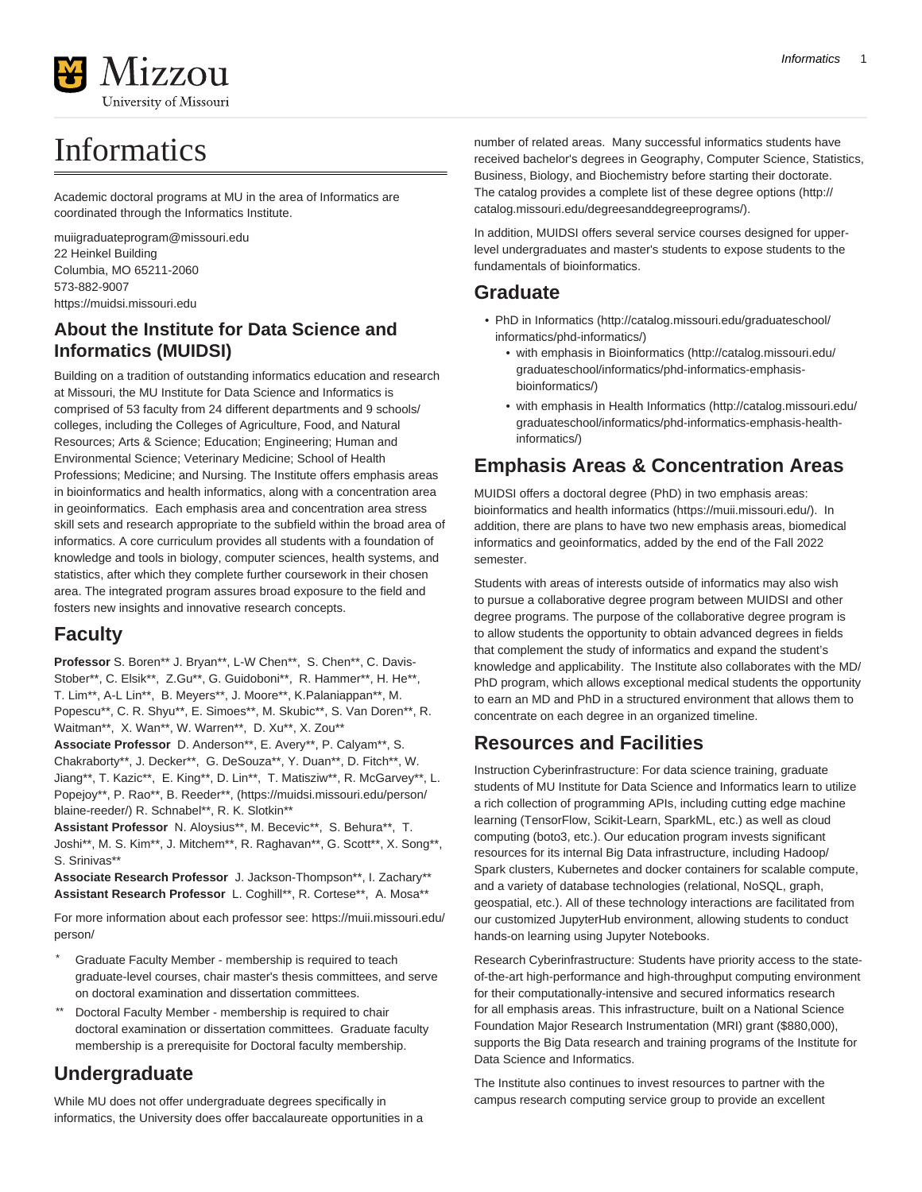# Informatics

Academic doctoral programs at MU in the area of Informatics are coordinated through the Informatics Institute.

muiigraduateprogram@missouri.edu
22 Heinkel Building
Columbia, MO 65211-2060
573-882-9007
https://muidsi.missouri.edu

## About the Institute for Data Science and Informatics (MUIDSI)

Building on a tradition of outstanding informatics education and research at Missouri, the MU Institute for Data Science and Informatics is comprised of 53 faculty from 24 different departments and 9 schools/colleges, including the Colleges of Agriculture, Food, and Natural Resources; Arts & Science; Education; Engineering; Human and Environmental Science; Veterinary Medicine; School of Health Professions; Medicine; and Nursing. The Institute offers emphasis areas in bioinformatics and health informatics, along with a concentration area in geoinformatics. Each emphasis area and concentration area stress skill sets and research appropriate to the subfield within the broad area of informatics. A core curriculum provides all students with a foundation of knowledge and tools in biology, computer sciences, health systems, and statistics, after which they complete further coursework in their chosen area. The integrated program assures broad exposure to the field and fosters new insights and innovative research concepts.

## Faculty

**Professor** S. Boren** J. Bryan**, L-W Chen**, S. Chen**, C. Davis-Stober**, C. Elsik**, Z.Gu**, G. Guidoboni**, R. Hammer**, H. He**, T. Lim**, A-L Lin**, B. Meyers**, J. Moore**, K.Palaniappan**, M. Popescu**, C. R. Shyu**, E. Simoes**, M. Skubic**, S. Van Doren**, R. Waitman**, X. Wan**, W. Warren**, D. Xu**, X. Zou**
**Associate Professor** D. Anderson**, E. Avery**, P. Calyam**, S. Chakraborty**, J. Decker**, G. DeSouza**, Y. Duan**, D. Fitch**, W. Jiang**, T. Kazic**, E. King**, D. Lin**, T. Matisziw**, R. McGarvey**, L. Popejoy**, P. Rao**, B. Reeder**, (https://muidsi.missouri.edu/person/blaine-reeder/) R. Schnabel**, R. K. Slotkin**
**Assistant Professor** N. Aloysius**, M. Becevic**, S. Behura**, T. Joshi**, M. S. Kim**, J. Mitchem**, R. Raghavan**, G. Scott**, X. Song**, S. Srinivas**
**Associate Research Professor** J. Jackson-Thompson**, I. Zachary**
**Assistant Research Professor** L. Coghill**, R. Cortese**, A. Mosa**

For more information about each professor see: https://muii.missouri.edu/person/

- * Graduate Faculty Member - membership is required to teach graduate-level courses, chair master's thesis committees, and serve on doctoral examination and dissertation committees.
- ** Doctoral Faculty Member - membership is required to chair doctoral examination or dissertation committees. Graduate faculty membership is a prerequisite for Doctoral faculty membership.

## Undergraduate

While MU does not offer undergraduate degrees specifically in informatics, the University does offer baccalaureate opportunities in a number of related areas. Many successful informatics students have received bachelor's degrees in Geography, Computer Science, Statistics, Business, Biology, and Biochemistry before starting their doctorate. The catalog provides a complete list of these degree options (http://catalog.missouri.edu/degreesanddegreeprograms/).

In addition, MUIDSI offers several service courses designed for upper-level undergraduates and master's students to expose students to the fundamentals of bioinformatics.

## Graduate

- PhD in Informatics (http://catalog.missouri.edu/graduateschool/informatics/phd-informatics/)
  - with emphasis in Bioinformatics (http://catalog.missouri.edu/graduateschool/informatics/phd-informatics-emphasis-bioinformatics/)
  - with emphasis in Health Informatics (http://catalog.missouri.edu/graduateschool/informatics/phd-informatics-emphasis-health-informatics/)

## Emphasis Areas & Concentration Areas

MUIDSI offers a doctoral degree (PhD) in two emphasis areas: bioinformatics and health informatics (https://muii.missouri.edu/). In addition, there are plans to have two new emphasis areas, biomedical informatics and geoinformatics, added by the end of the Fall 2022 semester.

Students with areas of interests outside of informatics may also wish to pursue a collaborative degree program between MUIDSI and other degree programs. The purpose of the collaborative degree program is to allow students the opportunity to obtain advanced degrees in fields that complement the study of informatics and expand the student's knowledge and applicability. The Institute also collaborates with the MD/PhD program, which allows exceptional medical students the opportunity to earn an MD and PhD in a structured environment that allows them to concentrate on each degree in an organized timeline.

## Resources and Facilities

Instruction Cyberinfrastructure: For data science training, graduate students of MU Institute for Data Science and Informatics learn to utilize a rich collection of programming APIs, including cutting edge machine learning (TensorFlow, Scikit-Learn, SparkML, etc.) as well as cloud computing (boto3, etc.). Our education program invests significant resources for its internal Big Data infrastructure, including Hadoop/Spark clusters, Kubernetes and docker containers for scalable compute, and a variety of database technologies (relational, NoSQL, graph, geospatial, etc.). All of these technology interactions are facilitated from our customized JupyterHub environment, allowing students to conduct hands-on learning using Jupyter Notebooks.

Research Cyberinfrastructure: Students have priority access to the state-of-the-art high-performance and high-throughput computing environment for their computationally-intensive and secured informatics research for all emphasis areas. This infrastructure, built on a National Science Foundation Major Research Instrumentation (MRI) grant ($880,000), supports the Big Data research and training programs of the Institute for Data Science and Informatics.

The Institute also continues to invest resources to partner with the campus research computing service group to provide an excellent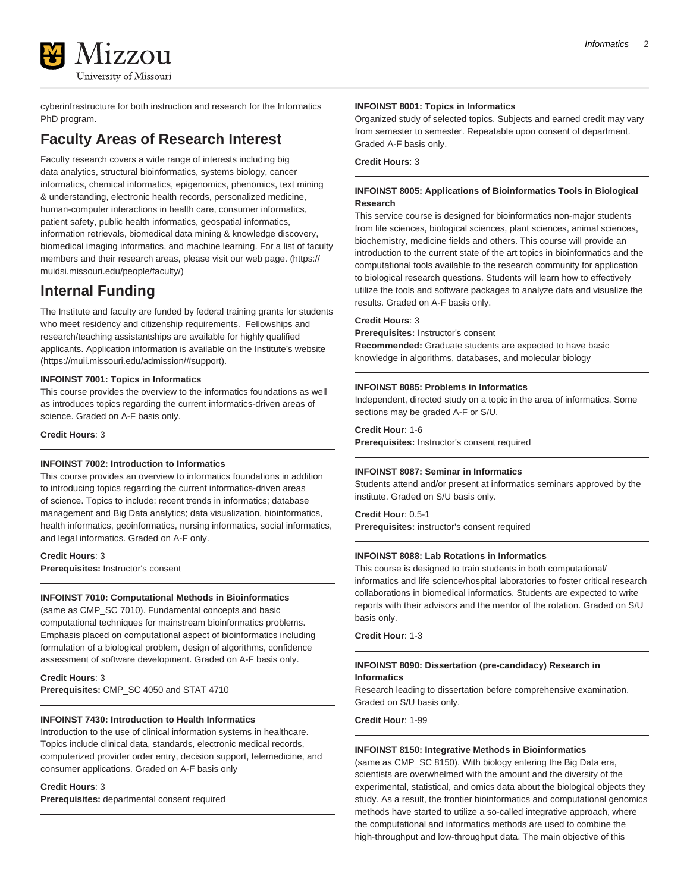cyberinfrastructure for both instruction and research for the Informatics PhD program.

## Faculty Areas of Research Interest

Faculty research covers a wide range of interests including big data analytics, structural bioinformatics, systems biology, cancer informatics, chemical informatics, epigenomics, phenomics, text mining & understanding, electronic health records, personalized medicine, human-computer interactions in health care, consumer informatics, patient safety, public health informatics, geospatial informatics, information retrievals, biomedical data mining & knowledge discovery, biomedical imaging informatics, and machine learning. For a list of faculty members and their research areas, please visit our web page. (https://muidsi.missouri.edu/people/faculty/)

## Internal Funding

The Institute and faculty are funded by federal training grants for students who meet residency and citizenship requirements. Fellowships and research/teaching assistantships are available for highly qualified applicants. Application information is available on the Institute's website (https://muii.missouri.edu/admission/#support).

**INFOINST 7001: Topics in Informatics**
This course provides the overview to the informatics foundations as well as introduces topics regarding the current informatics-driven areas of science. Graded on A-F basis only.

**Credit Hours**: 3

---

**INFOINST 7002: Introduction to Informatics**
This course provides an overview to informatics foundations in addition to introducing topics regarding the current informatics-driven areas of science. Topics to include: recent trends in informatics; database management and Big Data analytics; data visualization, bioinformatics, health informatics, geoinformatics, nursing informatics, social informatics, and legal informatics. Graded on A-F only.

**Credit Hours**: 3
**Prerequisites:** Instructor's consent

---

**INFOINST 7010: Computational Methods in Bioinformatics**
(same as CMP_SC 7010). Fundamental concepts and basic computational techniques for mainstream bioinformatics problems. Emphasis placed on computational aspect of bioinformatics including formulation of a biological problem, design of algorithms, confidence assessment of software development. Graded on A-F basis only.

**Credit Hours**: 3
**Prerequisites:** CMP_SC 4050 and STAT 4710

---

**INFOINST 7430: Introduction to Health Informatics**
Introduction to the use of clinical information systems in healthcare. Topics include clinical data, standards, electronic medical records, computerized provider order entry, decision support, telemedicine, and consumer applications. Graded on A-F basis only

**Credit Hours**: 3
**Prerequisites:** departmental consent required

---

**INFOINST 8001: Topics in Informatics**
Organized study of selected topics. Subjects and earned credit may vary from semester to semester. Repeatable upon consent of department. Graded A-F basis only.

**Credit Hours**: 3

---

**INFOINST 8005: Applications of Bioinformatics Tools in Biological Research**
This service course is designed for bioinformatics non-major students from life sciences, biological sciences, plant sciences, animal sciences, biochemistry, medicine fields and others. This course will provide an introduction to the current state of the art topics in bioinformatics and the computational tools available to the research community for application to biological research questions. Students will learn how to effectively utilize the tools and software packages to analyze data and visualize the results. Graded on A-F basis only.

**Credit Hours**: 3
**Prerequisites:** Instructor's consent
**Recommended:** Graduate students are expected to have basic knowledge in algorithms, databases, and molecular biology

---

**INFOINST 8085: Problems in Informatics**
Independent, directed study on a topic in the area of informatics. Some sections may be graded A-F or S/U.

**Credit Hour**: 1-6
**Prerequisites:** Instructor's consent required

---

**INFOINST 8087: Seminar in Informatics**
Students attend and/or present at informatics seminars approved by the institute. Graded on S/U basis only.

**Credit Hour**: 0.5-1
**Prerequisites:** instructor's consent required

---

**INFOINST 8088: Lab Rotations in Informatics**
This course is designed to train students in both computational/informatics and life science/hospital laboratories to foster critical research collaborations in biomedical informatics. Students are expected to write reports with their advisors and the mentor of the rotation. Graded on S/U basis only.

**Credit Hour**: 1-3

---

**INFOINST 8090: Dissertation (pre-candidacy) Research in Informatics**
Research leading to dissertation before comprehensive examination. Graded on S/U basis only.

**Credit Hour**: 1-99

---

**INFOINST 8150: Integrative Methods in Bioinformatics**
(same as CMP_SC 8150). With biology entering the Big Data era, scientists are overwhelmed with the amount and the diversity of the experimental, statistical, and omics data about the biological objects they study. As a result, the frontier bioinformatics and computational genomics methods have started to utilize a so-called integrative approach, where the computational and informatics methods are used to combine the high-throughput and low-throughput data. The main objective of this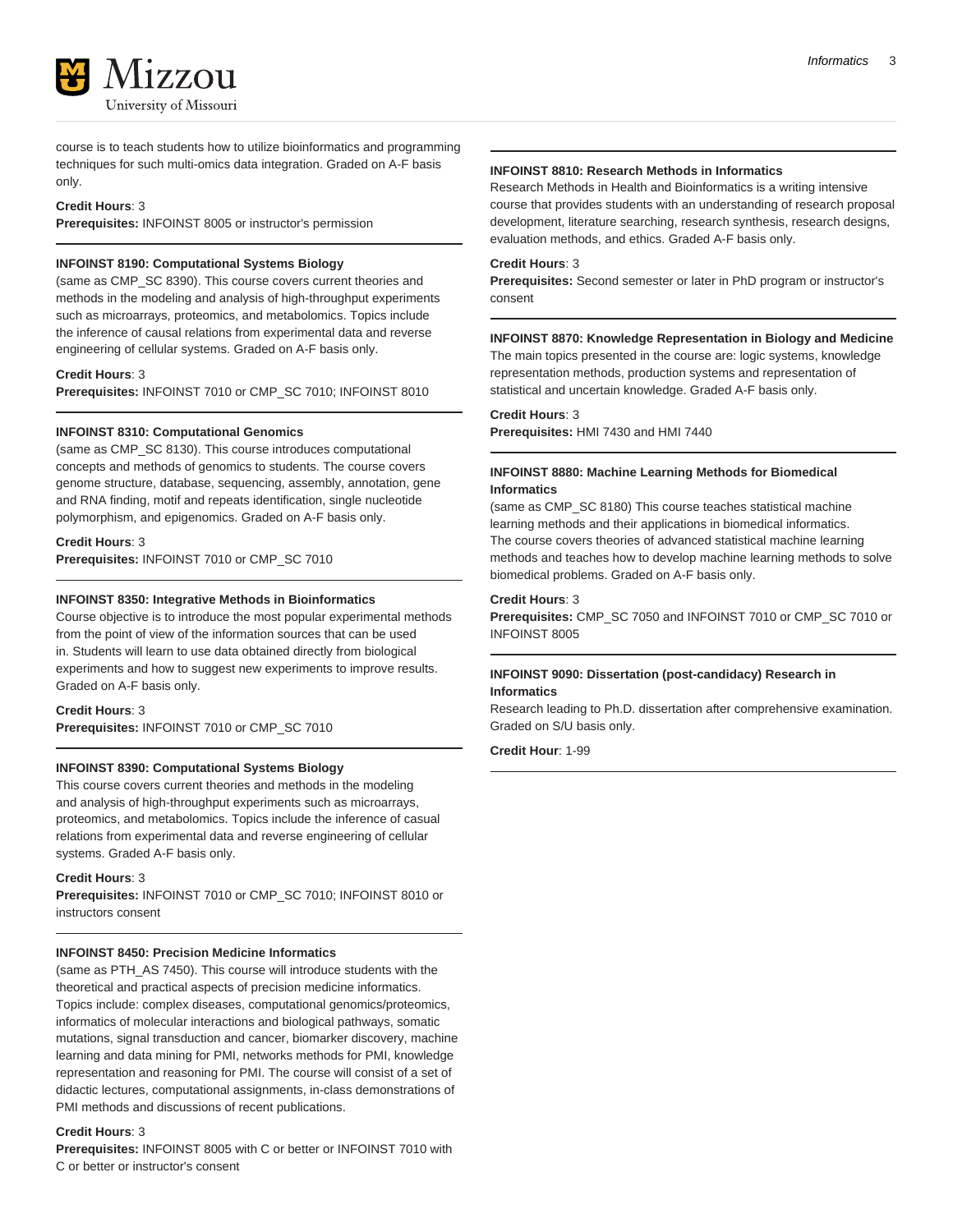course is to teach students how to utilize bioinformatics and programming techniques for such multi-omics data integration. Graded on A-F basis only.

**Credit Hours**: 3
**Prerequisites:** INFOINST 8005 or instructor's permission

**INFOINST 8190: Computational Systems Biology**
(same as CMP_SC 8390). This course covers current theories and methods in the modeling and analysis of high-throughput experiments such as microarrays, proteomics, and metabolomics. Topics include the inference of causal relations from experimental data and reverse engineering of cellular systems. Graded on A-F basis only.

**Credit Hours**: 3
**Prerequisites:** INFOINST 7010 or CMP_SC 7010; INFOINST 8010

**INFOINST 8310: Computational Genomics**
(same as CMP_SC 8130). This course introduces computational concepts and methods of genomics to students. The course covers genome structure, database, sequencing, assembly, annotation, gene and RNA finding, motif and repeats identification, single nucleotide polymorphism, and epigenomics. Graded on A-F basis only.

**Credit Hours**: 3
**Prerequisites:** INFOINST 7010 or CMP_SC 7010

**INFOINST 8350: Integrative Methods in Bioinformatics**
Course objective is to introduce the most popular experimental methods from the point of view of the information sources that can be used in. Students will learn to use data obtained directly from biological experiments and how to suggest new experiments to improve results. Graded on A-F basis only.

**Credit Hours**: 3
**Prerequisites:** INFOINST 7010 or CMP_SC 7010

**INFOINST 8390: Computational Systems Biology**
This course covers current theories and methods in the modeling and analysis of high-throughput experiments such as microarrays, proteomics, and metabolomics. Topics include the inference of casual relations from experimental data and reverse engineering of cellular systems. Graded A-F basis only.

**Credit Hours**: 3
**Prerequisites:** INFOINST 7010 or CMP_SC 7010; INFOINST 8010 or instructors consent

**INFOINST 8450: Precision Medicine Informatics**
(same as PTH_AS 7450). This course will introduce students with the theoretical and practical aspects of precision medicine informatics. Topics include: complex diseases, computational genomics/proteomics, informatics of molecular interactions and biological pathways, somatic mutations, signal transduction and cancer, biomarker discovery, machine learning and data mining for PMI, networks methods for PMI, knowledge representation and reasoning for PMI. The course will consist of a set of didactic lectures, computational assignments, in-class demonstrations of PMI methods and discussions of recent publications.

**Credit Hours**: 3
**Prerequisites:** INFOINST 8005 with C or better or INFOINST 7010 with C or better or instructor's consent

**INFOINST 8810: Research Methods in Informatics**
Research Methods in Health and Bioinformatics is a writing intensive course that provides students with an understanding of research proposal development, literature searching, research synthesis, research designs, evaluation methods, and ethics. Graded A-F basis only.

**Credit Hours**: 3
**Prerequisites:** Second semester or later in PhD program or instructor's consent

**INFOINST 8870: Knowledge Representation in Biology and Medicine**
The main topics presented in the course are: logic systems, knowledge representation methods, production systems and representation of statistical and uncertain knowledge. Graded A-F basis only.

**Credit Hours**: 3
**Prerequisites:** HMI 7430 and HMI 7440

**INFOINST 8880: Machine Learning Methods for Biomedical Informatics**
(same as CMP_SC 8180) This course teaches statistical machine learning methods and their applications in biomedical informatics. The course covers theories of advanced statistical machine learning methods and teaches how to develop machine learning methods to solve biomedical problems. Graded on A-F basis only.

**Credit Hours**: 3
**Prerequisites:** CMP_SC 7050 and INFOINST 7010 or CMP_SC 7010 or INFOINST 8005

**INFOINST 9090: Dissertation (post-candidacy) Research in Informatics**
Research leading to Ph.D. dissertation after comprehensive examination. Graded on S/U basis only.

**Credit Hour**: 1-99